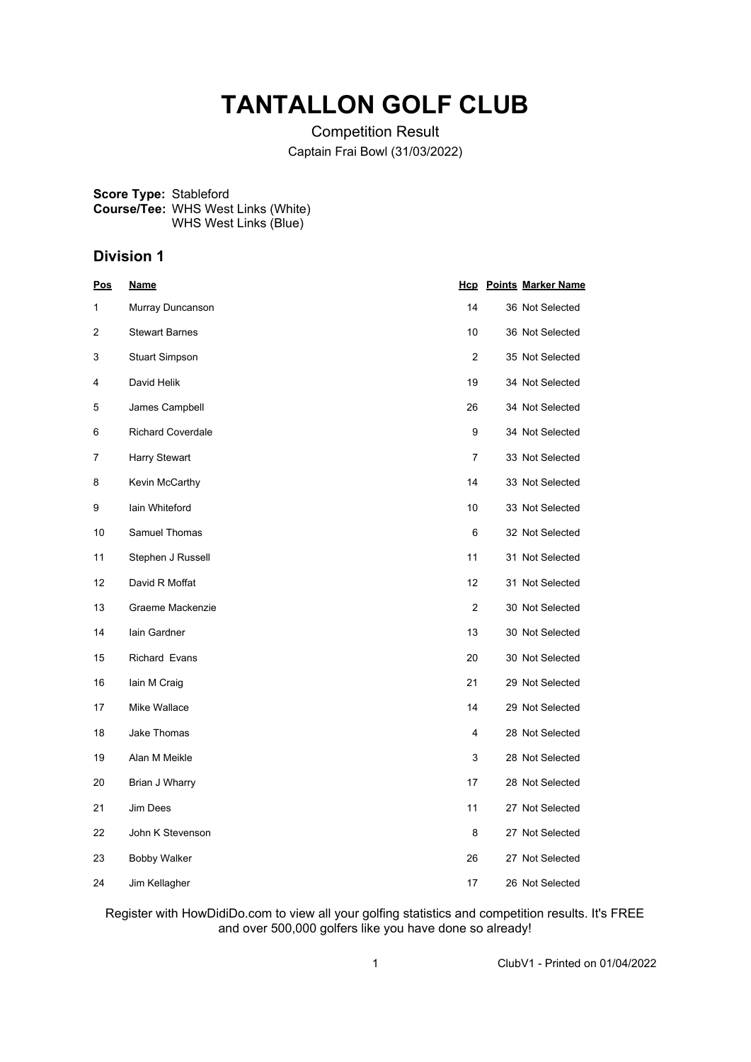# TANTALLON GOLF CLUB

Competition Result

Captain Frai Bowl (31/03/2022)

**Score Type:** Stableford
**Course/Tee:** WHS West Links (White)
WHS West Links (Blue)

## Division 1

| Pos | Name | Hcp | Points | Marker Name |
|---|---|---|---|---|
| 1 | Murray Duncanson | 14 | 36 | Not Selected |
| 2 | Stewart Barnes | 10 | 36 | Not Selected |
| 3 | Stuart Simpson | 2 | 35 | Not Selected |
| 4 | David Helik | 19 | 34 | Not Selected |
| 5 | James Campbell | 26 | 34 | Not Selected |
| 6 | Richard Coverdale | 9 | 34 | Not Selected |
| 7 | Harry Stewart | 7 | 33 | Not Selected |
| 8 | Kevin McCarthy | 14 | 33 | Not Selected |
| 9 | Iain Whiteford | 10 | 33 | Not Selected |
| 10 | Samuel Thomas | 6 | 32 | Not Selected |
| 11 | Stephen J Russell | 11 | 31 | Not Selected |
| 12 | David R Moffat | 12 | 31 | Not Selected |
| 13 | Graeme Mackenzie | 2 | 30 | Not Selected |
| 14 | Iain Gardner | 13 | 30 | Not Selected |
| 15 | Richard Evans | 20 | 30 | Not Selected |
| 16 | Iain M Craig | 21 | 29 | Not Selected |
| 17 | Mike Wallace | 14 | 29 | Not Selected |
| 18 | Jake Thomas | 4 | 28 | Not Selected |
| 19 | Alan M Meikle | 3 | 28 | Not Selected |
| 20 | Brian J Wharry | 17 | 28 | Not Selected |
| 21 | Jim Dees | 11 | 27 | Not Selected |
| 22 | John K Stevenson | 8 | 27 | Not Selected |
| 23 | Bobby Walker | 26 | 27 | Not Selected |
| 24 | Jim Kellagher | 17 | 26 | Not Selected |

Register with HowDidiDo.com to view all your golfing statistics and competition results. It's FREE and over 500,000 golfers like you have done so already!

ClubV1 - Printed on 01/04/2022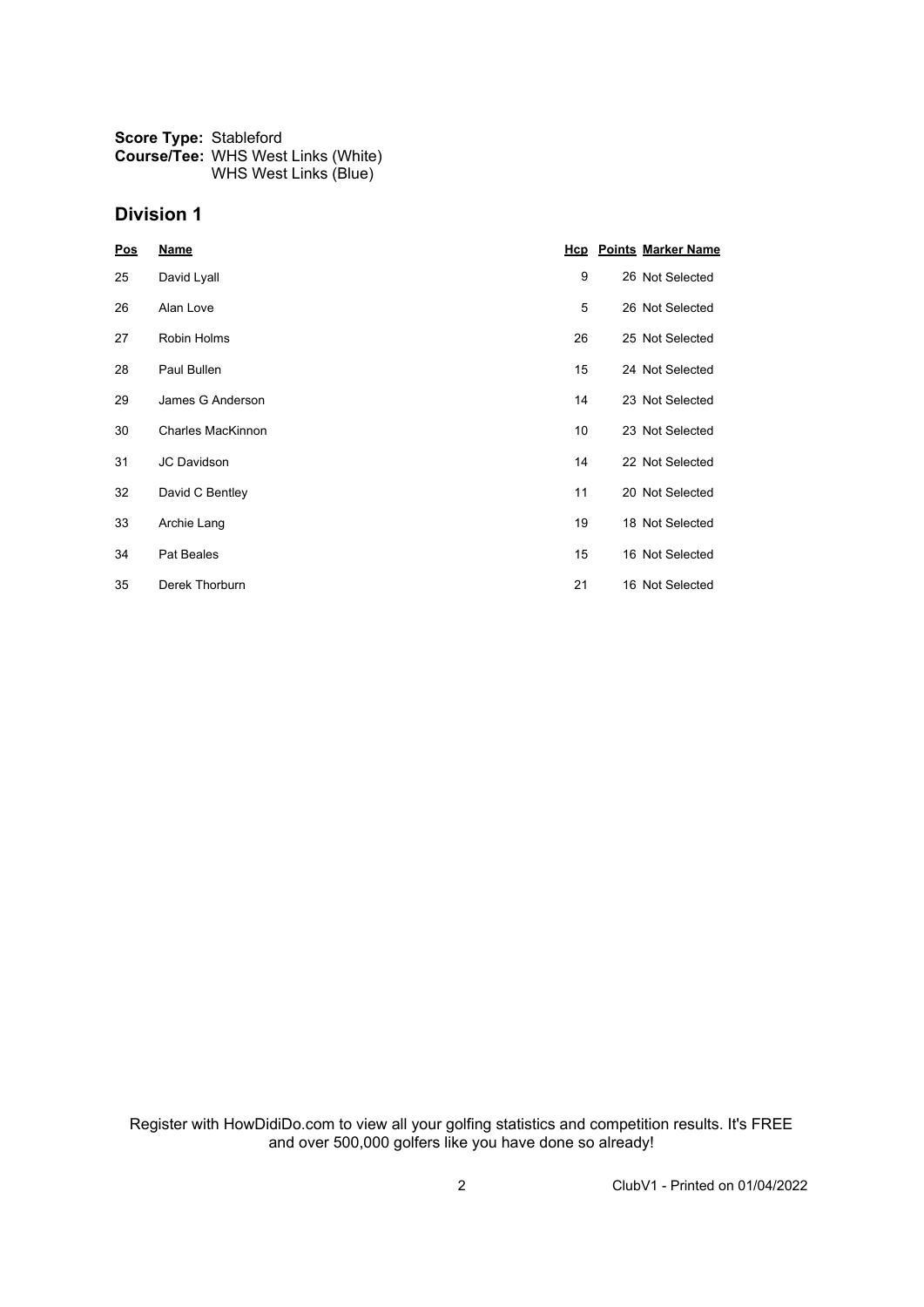**Score Type:** Stableford
**Course/Tee:** WHS West Links (White)
WHS West Links (Blue)

## Division 1

| Pos | Name | Hcp | Points | Marker Name |
| --- | --- | --- | --- | --- |
| 25 | David Lyall | 9 | 26 | Not Selected |
| 26 | Alan Love | 5 | 26 | Not Selected |
| 27 | Robin Holms | 26 | 25 | Not Selected |
| 28 | Paul Bullen | 15 | 24 | Not Selected |
| 29 | James G Anderson | 14 | 23 | Not Selected |
| 30 | Charles MacKinnon | 10 | 23 | Not Selected |
| 31 | JC Davidson | 14 | 22 | Not Selected |
| 32 | David C Bentley | 11 | 20 | Not Selected |
| 33 | Archie Lang | 19 | 18 | Not Selected |
| 34 | Pat Beales | 15 | 16 | Not Selected |
| 35 | Derek Thorburn | 21 | 16 | Not Selected |

Register with HowDidiDo.com to view all your golfing statistics and competition results. It's FREE and over 500,000 golfers like you have done so already!

ClubV1 - Printed on 01/04/2022